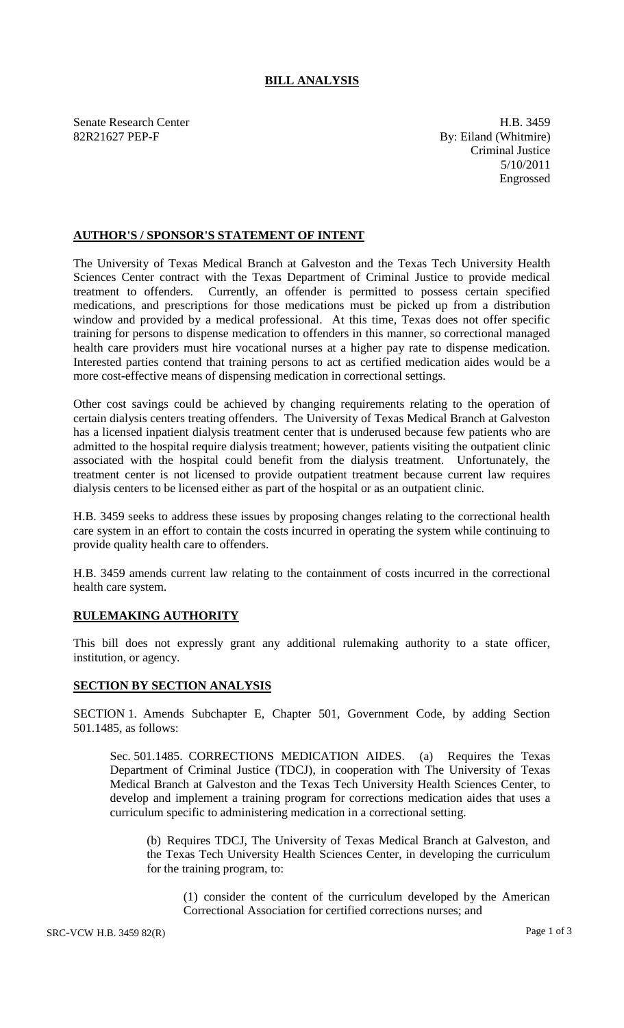# BILL ANALYSIS

Senate Research Center
82R21627 PEP-F

H.B. 3459
By: Eiland (Whitmire)
Criminal Justice
5/10/2011
Engrossed

## AUTHOR'S / SPONSOR'S STATEMENT OF INTENT

The University of Texas Medical Branch at Galveston and the Texas Tech University Health Sciences Center contract with the Texas Department of Criminal Justice to provide medical treatment to offenders. Currently, an offender is permitted to possess certain specified medications, and prescriptions for those medications must be picked up from a distribution window and provided by a medical professional. At this time, Texas does not offer specific training for persons to dispense medication to offenders in this manner, so correctional managed health care providers must hire vocational nurses at a higher pay rate to dispense medication. Interested parties contend that training persons to act as certified medication aides would be a more cost-effective means of dispensing medication in correctional settings.

Other cost savings could be achieved by changing requirements relating to the operation of certain dialysis centers treating offenders. The University of Texas Medical Branch at Galveston has a licensed inpatient dialysis treatment center that is underused because few patients who are admitted to the hospital require dialysis treatment; however, patients visiting the outpatient clinic associated with the hospital could benefit from the dialysis treatment. Unfortunately, the treatment center is not licensed to provide outpatient treatment because current law requires dialysis centers to be licensed either as part of the hospital or as an outpatient clinic.

H.B. 3459 seeks to address these issues by proposing changes relating to the correctional health care system in an effort to contain the costs incurred in operating the system while continuing to provide quality health care to offenders.

H.B. 3459 amends current law relating to the containment of costs incurred in the correctional health care system.

## RULEMAKING AUTHORITY

This bill does not expressly grant any additional rulemaking authority to a state officer, institution, or agency.

## SECTION BY SECTION ANALYSIS

SECTION 1. Amends Subchapter E, Chapter 501, Government Code, by adding Section 501.1485, as follows:

Sec. 501.1485. CORRECTIONS MEDICATION AIDES. (a) Requires the Texas Department of Criminal Justice (TDCJ), in cooperation with The University of Texas Medical Branch at Galveston and the Texas Tech University Health Sciences Center, to develop and implement a training program for corrections medication aides that uses a curriculum specific to administering medication in a correctional setting.

(b) Requires TDCJ, The University of Texas Medical Branch at Galveston, and the Texas Tech University Health Sciences Center, in developing the curriculum for the training program, to:

(1) consider the content of the curriculum developed by the American Correctional Association for certified corrections nurses; and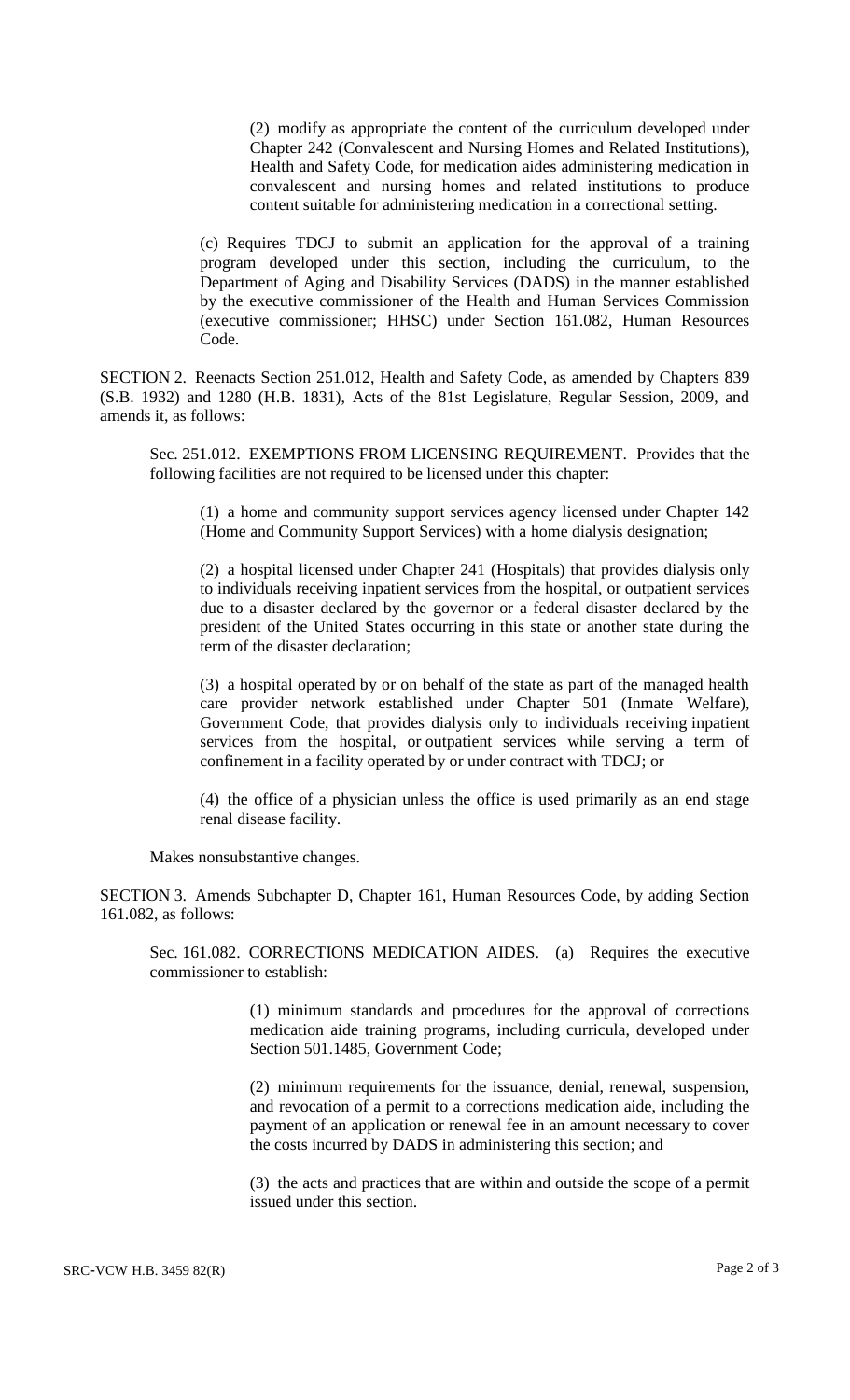(2) modify as appropriate the content of the curriculum developed under Chapter 242 (Convalescent and Nursing Homes and Related Institutions), Health and Safety Code, for medication aides administering medication in convalescent and nursing homes and related institutions to produce content suitable for administering medication in a correctional setting.

(c) Requires TDCJ to submit an application for the approval of a training program developed under this section, including the curriculum, to the Department of Aging and Disability Services (DADS) in the manner established by the executive commissioner of the Health and Human Services Commission (executive commissioner; HHSC) under Section 161.082, Human Resources Code.

SECTION 2. Reenacts Section 251.012, Health and Safety Code, as amended by Chapters 839 (S.B. 1932) and 1280 (H.B. 1831), Acts of the 81st Legislature, Regular Session, 2009, and amends it, as follows:

Sec. 251.012. EXEMPTIONS FROM LICENSING REQUIREMENT. Provides that the following facilities are not required to be licensed under this chapter:

(1) a home and community support services agency licensed under Chapter 142 (Home and Community Support Services) with a home dialysis designation;

(2) a hospital licensed under Chapter 241 (Hospitals) that provides dialysis only to individuals receiving inpatient services from the hospital, or outpatient services due to a disaster declared by the governor or a federal disaster declared by the president of the United States occurring in this state or another state during the term of the disaster declaration;

(3) a hospital operated by or on behalf of the state as part of the managed health care provider network established under Chapter 501 (Inmate Welfare), Government Code, that provides dialysis only to individuals receiving inpatient services from the hospital, or outpatient services while serving a term of confinement in a facility operated by or under contract with TDCJ; or

(4) the office of a physician unless the office is used primarily as an end stage renal disease facility.

Makes nonsubstantive changes.

SECTION 3. Amends Subchapter D, Chapter 161, Human Resources Code, by adding Section 161.082, as follows:

Sec. 161.082. CORRECTIONS MEDICATION AIDES. (a) Requires the executive commissioner to establish:

(1) minimum standards and procedures for the approval of corrections medication aide training programs, including curricula, developed under Section 501.1485, Government Code;

(2) minimum requirements for the issuance, denial, renewal, suspension, and revocation of a permit to a corrections medication aide, including the payment of an application or renewal fee in an amount necessary to cover the costs incurred by DADS in administering this section; and

(3) the acts and practices that are within and outside the scope of a permit issued under this section.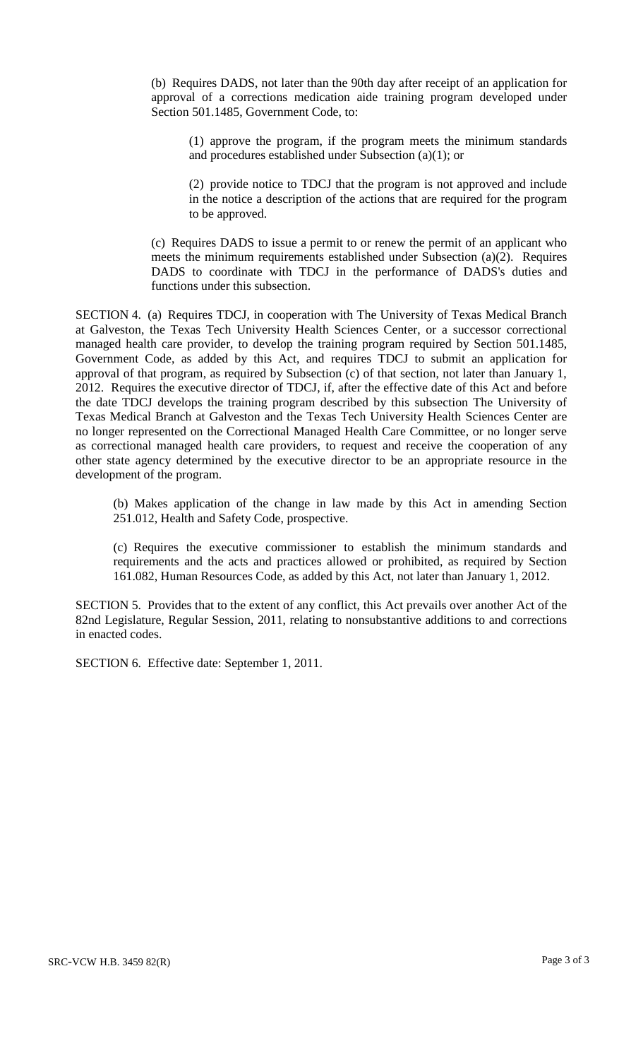(b) Requires DADS, not later than the 90th day after receipt of an application for approval of a corrections medication aide training program developed under Section 501.1485, Government Code, to:

(1) approve the program, if the program meets the minimum standards and procedures established under Subsection (a)(1); or

(2) provide notice to TDCJ that the program is not approved and include in the notice a description of the actions that are required for the program to be approved.

(c) Requires DADS to issue a permit to or renew the permit of an applicant who meets the minimum requirements established under Subsection (a)(2). Requires DADS to coordinate with TDCJ in the performance of DADS's duties and functions under this subsection.

SECTION 4. (a) Requires TDCJ, in cooperation with The University of Texas Medical Branch at Galveston, the Texas Tech University Health Sciences Center, or a successor correctional managed health care provider, to develop the training program required by Section 501.1485, Government Code, as added by this Act, and requires TDCJ to submit an application for approval of that program, as required by Subsection (c) of that section, not later than January 1, 2012. Requires the executive director of TDCJ, if, after the effective date of this Act and before the date TDCJ develops the training program described by this subsection The University of Texas Medical Branch at Galveston and the Texas Tech University Health Sciences Center are no longer represented on the Correctional Managed Health Care Committee, or no longer serve as correctional managed health care providers, to request and receive the cooperation of any other state agency determined by the executive director to be an appropriate resource in the development of the program.

(b) Makes application of the change in law made by this Act in amending Section 251.012, Health and Safety Code, prospective.

(c) Requires the executive commissioner to establish the minimum standards and requirements and the acts and practices allowed or prohibited, as required by Section 161.082, Human Resources Code, as added by this Act, not later than January 1, 2012.

SECTION 5. Provides that to the extent of any conflict, this Act prevails over another Act of the 82nd Legislature, Regular Session, 2011, relating to nonsubstantive additions to and corrections in enacted codes.

SECTION 6. Effective date: September 1, 2011.